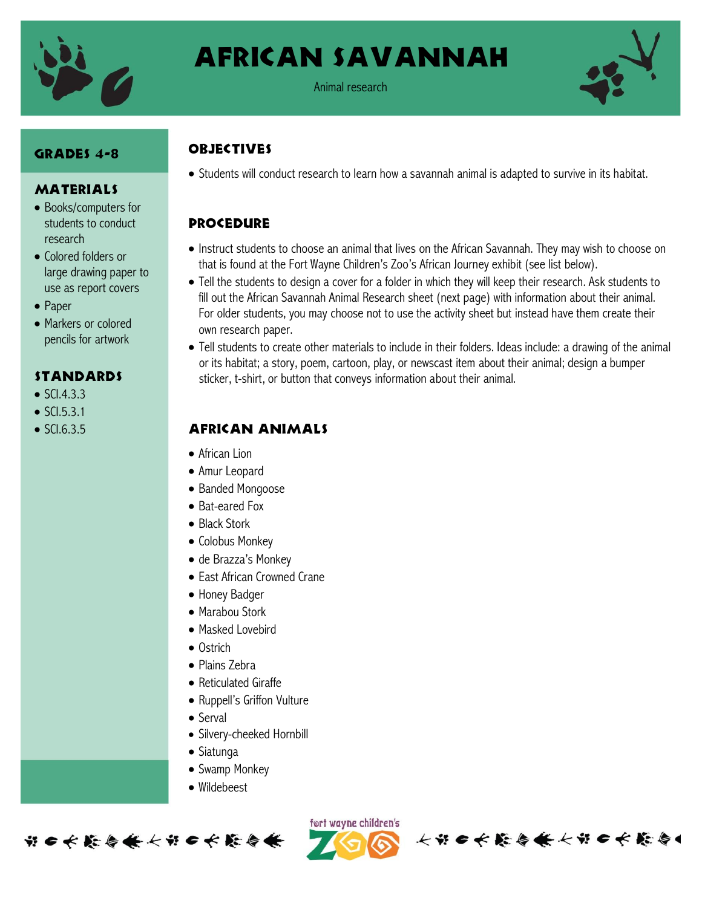# African Savannah

Animal research

## Grades 4-8

## Materials

- Books/computers for students to conduct research
- Colored folders or large drawing paper to use as report covers
- Paper
- Markers or colored pencils for artwork

## Standards

- SCI.4.3.3
- SCI.5.3.1
- SCI.6.3.5

## Objectives

- Students will conduct research to learn how a savannah animal is adapted to survive in its habitat.

## Procedure

- Instruct students to choose an animal that lives on the African Savannah. They may wish to choose on that is found at the Fort Wayne Children's Zoo's African Journey exhibit (see list below).
- Tell the students to design a cover for a folder in which they will keep their research. Ask students to fill out the African Savannah Animal Research sheet (next page) with information about their animal. For older students, you may choose not to use the activity sheet but instead have them create their own research paper.
- Tell students to create other materials to include in their folders. Ideas include: a drawing of the animal or its habitat; a story, poem, cartoon, play, or newscast item about their animal; design a bumper sticker, t-shirt, or button that conveys information about their animal.

## African Animals

- African Lion
- Amur Leopard
- Banded Mongoose
- Bat-eared Fox
- Black Stork
- Colobus Monkey
- de Brazza's Monkey
- East African Crowned Crane
- Honey Badger
- Marabou Stork
- Masked Lovebird
- Ostrich
- Plains Zebra
- Reticulated Giraffe
- Ruppell's Griffon Vulture
- Serval
- Silvery-cheeked Hornbill
- Siatunga
- Swamp Monkey
- Wildebeest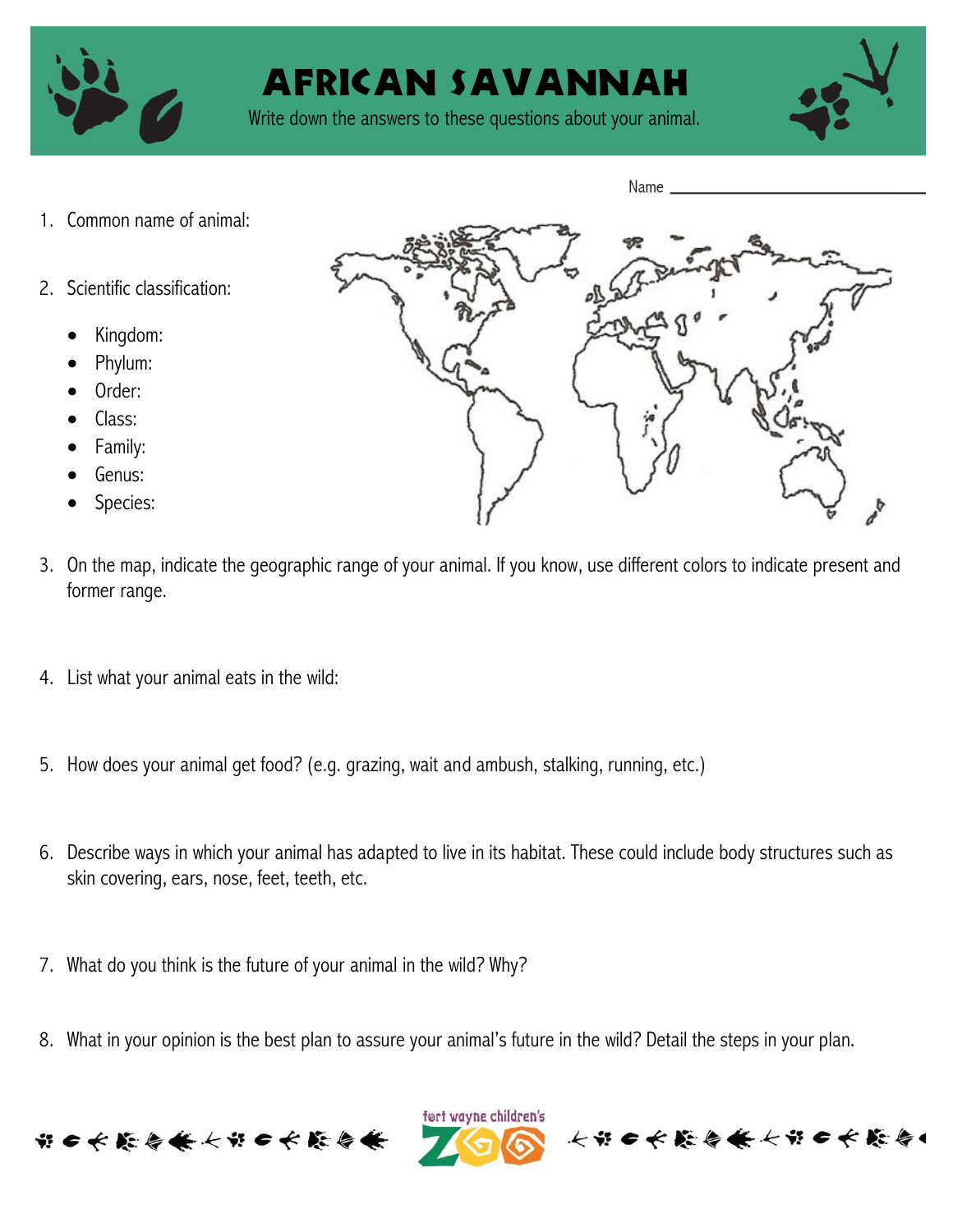# African Savannah

Write down the answers to these questions about your animal.

Name ______________________________

1. Common name of animal:

2. Scientific classification:

   - Kingdom:
   - Phylum:
   - Order:
   - Class:
   - Family:
   - Genus:
   - Species:

3. On the map, indicate the geographic range of your animal. If you know, use different colors to indicate present and former range.

4. List what your animal eats in the wild:

5. How does your animal get food? (e.g. grazing, wait and ambush, stalking, running, etc.)

6. Describe ways in which your animal has adapted to live in its habitat. These could include body structures such as skin covering, ears, nose, feet, teeth, etc.

7. What do you think is the future of your animal in the wild? Why?

8. What in your opinion is the best plan to assure your animal's future in the wild? Detail the steps in your plan.

fort wayne children's ZOO